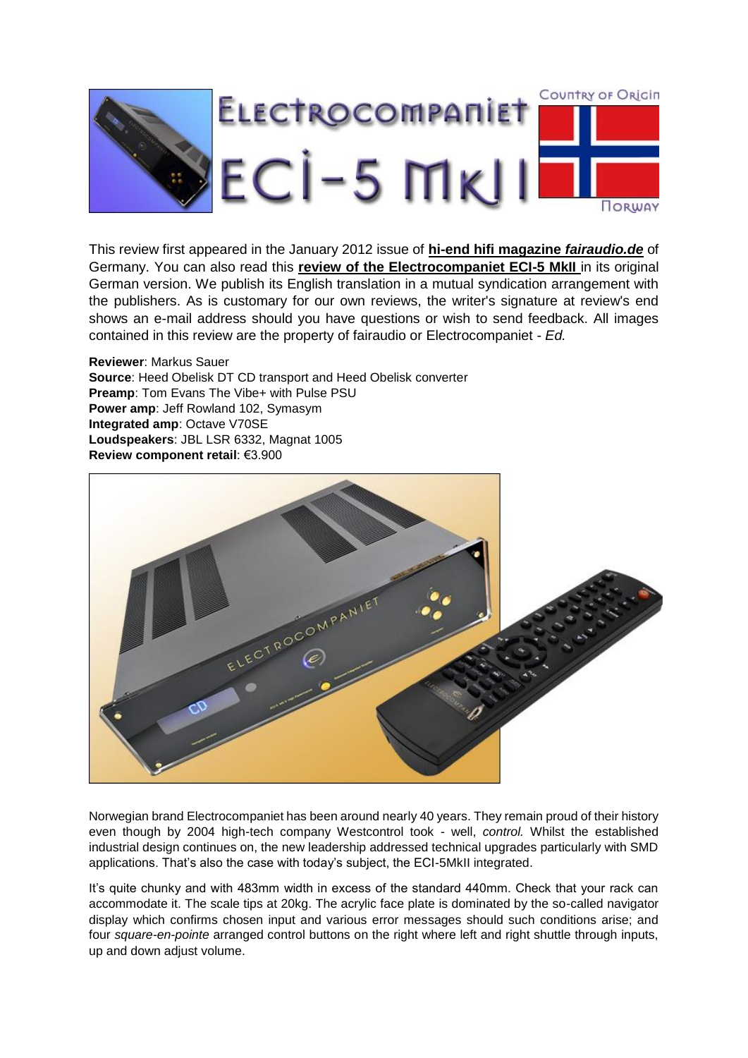# Electrocompaniet ECI-5 MkII

Country of Origin: Norway

This review first appeared in the January 2012 issue of **hi-end hifi magazine *fairaudio.de*** of Germany. You can also read this **review of the Electrocompaniet ECI-5 MkII** in its original German version. We publish its English translation in a mutual syndication arrangement with the publishers. As is customary for our own reviews, the writer's signature at review's end shows an e-mail address should you have questions or wish to send feedback. All images contained in this review are the property of fairaudio or Electrocompaniet - *Ed.*

**Reviewer**: Markus Sauer
**Source**: Heed Obelisk DT CD transport and Heed Obelisk converter
**Preamp**: Tom Evans The Vibe+ with Pulse PSU
**Power amp**: Jeff Rowland 102, Symasym
**Integrated amp**: Octave V70SE
**Loudspeakers**: JBL LSR 6332, Magnat 1005
**Review component retail**: €3.900

Norwegian brand Electrocompaniet has been around nearly 40 years. They remain proud of their history even though by 2004 high-tech company Westcontrol took - well, *control.* Whilst the established industrial design continues on, the new leadership addressed technical upgrades particularly with SMD applications. That's also the case with today's subject, the ECI-5MkII integrated.

It's quite chunky and with 483mm width in excess of the standard 440mm. Check that your rack can accommodate it. The scale tips at 20kg. The acrylic face plate is dominated by the so-called navigator display which confirms chosen input and various error messages should such conditions arise; and four *square-en-pointe* arranged control buttons on the right where left and right shuttle through inputs, up and down adjust volume.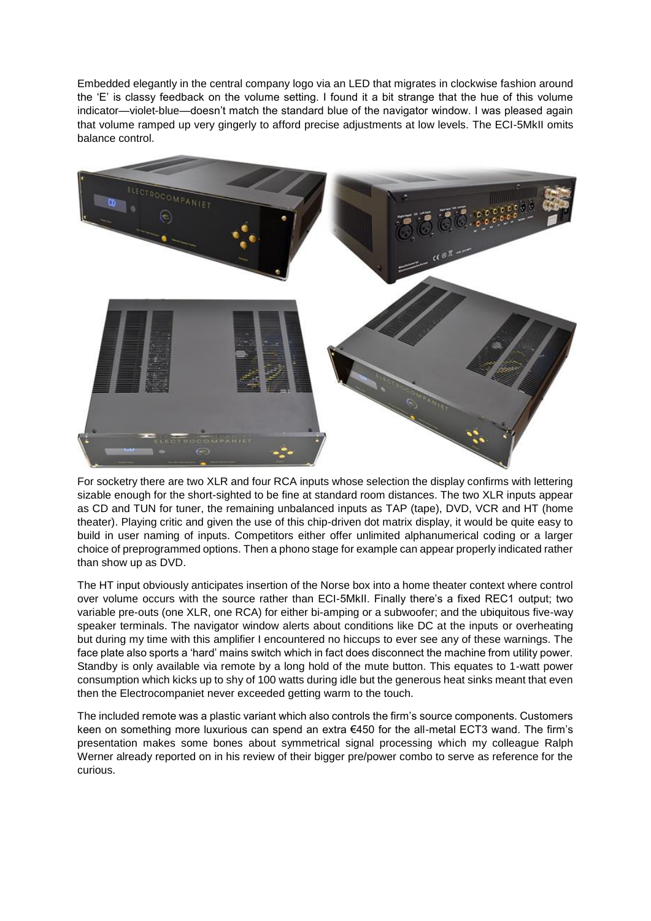Embedded elegantly in the central company logo via an LED that migrates in clockwise fashion around the 'E' is classy feedback on the volume setting. I found it a bit strange that the hue of this volume indicator—violet-blue—doesn't match the standard blue of the navigator window. I was pleased again that volume ramped up very gingerly to afford precise adjustments at low levels. The ECI-5MkII omits balance control.

For socketry there are two XLR and four RCA inputs whose selection the display confirms with lettering sizable enough for the short-sighted to be fine at standard room distances. The two XLR inputs appear as CD and TUN for tuner, the remaining unbalanced inputs as TAP (tape), DVD, VCR and HT (home theater). Playing critic and given the use of this chip-driven dot matrix display, it would be quite easy to build in user naming of inputs. Competitors either offer unlimited alphanumerical coding or a larger choice of preprogrammed options. Then a phono stage for example can appear properly indicated rather than show up as DVD.

The HT input obviously anticipates insertion of the Norse box into a home theater context where control over volume occurs with the source rather than ECI-5MkII. Finally there's a fixed REC1 output; two variable pre-outs (one XLR, one RCA) for either bi-amping or a subwoofer; and the ubiquitous five-way speaker terminals. The navigator window alerts about conditions like DC at the inputs or overheating but during my time with this amplifier I encountered no hiccups to ever see any of these warnings. The face plate also sports a 'hard' mains switch which in fact does disconnect the machine from utility power. Standby is only available via remote by a long hold of the mute button. This equates to 1-watt power consumption which kicks up to shy of 100 watts during idle but the generous heat sinks meant that even then the Electrocompaniet never exceeded getting warm to the touch.

The included remote was a plastic variant which also controls the firm's source components. Customers keen on something more luxurious can spend an extra €450 for the all-metal ECT3 wand. The firm's presentation makes some bones about symmetrical signal processing which my colleague Ralph Werner already reported on in his review of their bigger pre/power combo to serve as reference for the curious.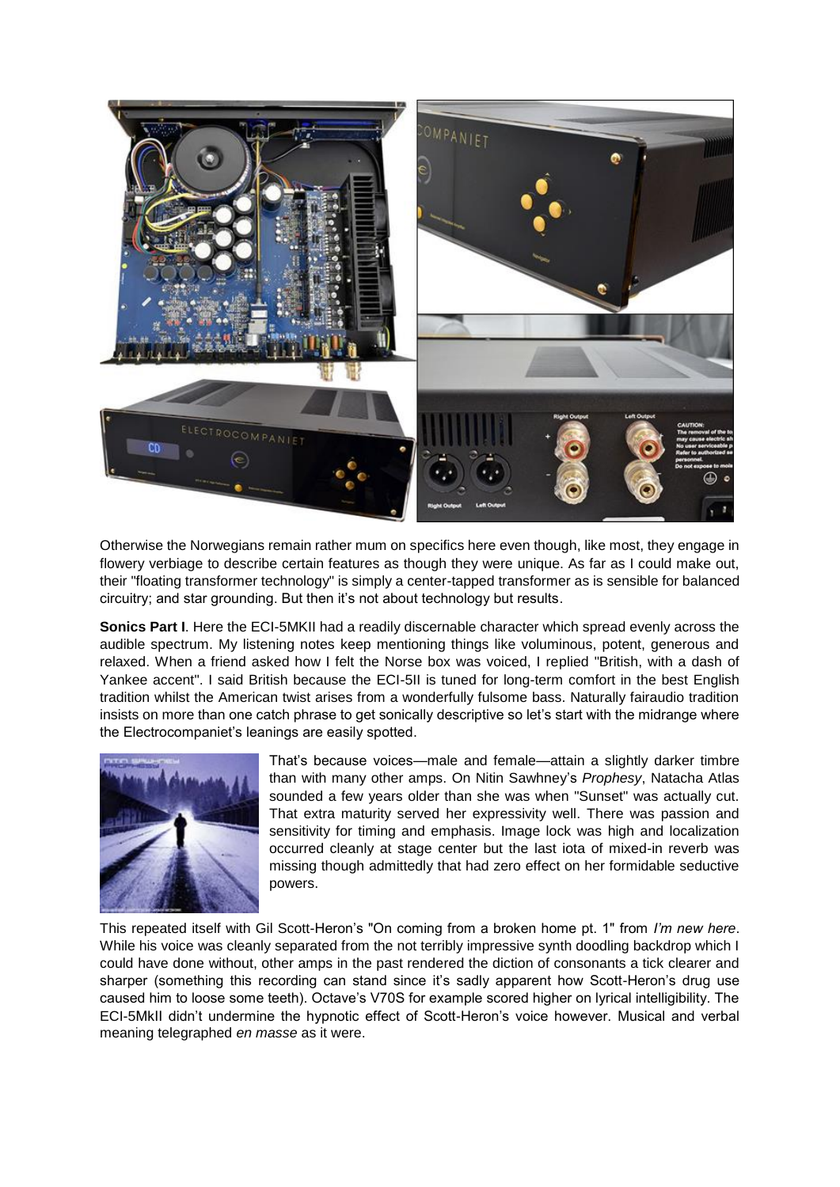Otherwise the Norwegians remain rather mum on specifics here even though, like most, they engage in flowery verbiage to describe certain features as though they were unique. As far as I could make out, their "floating transformer technology" is simply a center-tapped transformer as is sensible for balanced circuitry; and star grounding. But then it's not about technology but results.

**Sonics Part I**. Here the ECI-5MKII had a readily discernable character which spread evenly across the audible spectrum. My listening notes keep mentioning things like voluminous, potent, generous and relaxed. When a friend asked how I felt the Norse box was voiced, I replied "British, with a dash of Yankee accent". I said British because the ECI-5II is tuned for long-term comfort in the best English tradition whilst the American twist arises from a wonderfully fulsome bass. Naturally fairaudio tradition insists on more than one catch phrase to get sonically descriptive so let's start with the midrange where the Electrocompaniet's leanings are easily spotted.

That's because voices—male and female—attain a slightly darker timbre than with many other amps. On Nitin Sawhney's *Prophesy*, Natacha Atlas sounded a few years older than she was when "Sunset" was actually cut. That extra maturity served her expressivity well. There was passion and sensitivity for timing and emphasis. Image lock was high and localization occurred cleanly at stage center but the last iota of mixed-in reverb was missing though admittedly that had zero effect on her formidable seductive powers.

This repeated itself with Gil Scott-Heron's "On coming from a broken home pt. 1" from *I'm new here*. While his voice was cleanly separated from the not terribly impressive synth doodling backdrop which I could have done without, other amps in the past rendered the diction of consonants a tick clearer and sharper (something this recording can stand since it's sadly apparent how Scott-Heron's drug use caused him to loose some teeth). Octave's V70S for example scored higher on lyrical intelligibility. The ECI-5MkII didn't undermine the hypnotic effect of Scott-Heron's voice however. Musical and verbal meaning telegraphed *en masse* as it were.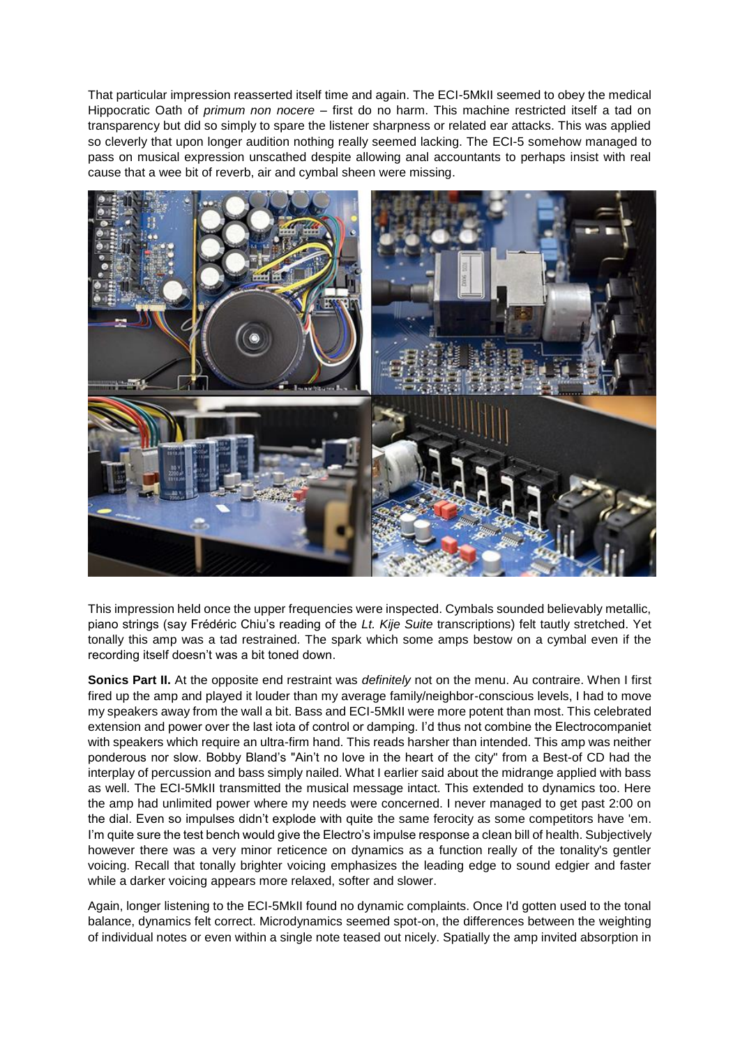That particular impression reasserted itself time and again. The ECI-5MkII seemed to obey the medical Hippocratic Oath of *primum non nocere* – first do no harm. This machine restricted itself a tad on transparency but did so simply to spare the listener sharpness or related ear attacks. This was applied so cleverly that upon longer audition nothing really seemed lacking. The ECI-5 somehow managed to pass on musical expression unscathed despite allowing anal accountants to perhaps insist with real cause that a wee bit of reverb, air and cymbal sheen were missing.

This impression held once the upper frequencies were inspected. Cymbals sounded believably metallic, piano strings (say Frédéric Chiu's reading of the *Lt. Kije Suite* transcriptions) felt tautly stretched. Yet tonally this amp was a tad restrained. The spark which some amps bestow on a cymbal even if the recording itself doesn't was a bit toned down.

**Sonics Part II.** At the opposite end restraint was *definitely* not on the menu. Au contraire. When I first fired up the amp and played it louder than my average family/neighbor-conscious levels, I had to move my speakers away from the wall a bit. Bass and ECI-5MkII were more potent than most. This celebrated extension and power over the last iota of control or damping. I'd thus not combine the Electrocompaniet with speakers which require an ultra-firm hand. This reads harsher than intended. This amp was neither ponderous nor slow. Bobby Bland's "Ain't no love in the heart of the city" from a Best-of CD had the interplay of percussion and bass simply nailed. What I earlier said about the midrange applied with bass as well. The ECI-5MkII transmitted the musical message intact. This extended to dynamics too. Here the amp had unlimited power where my needs were concerned. I never managed to get past 2:00 on the dial. Even so impulses didn't explode with quite the same ferocity as some competitors have 'em. I'm quite sure the test bench would give the Electro's impulse response a clean bill of health. Subjectively however there was a very minor reticence on dynamics as a function really of the tonality's gentler voicing. Recall that tonally brighter voicing emphasizes the leading edge to sound edgier and faster while a darker voicing appears more relaxed, softer and slower.

Again, longer listening to the ECI-5MkII found no dynamic complaints. Once I'd gotten used to the tonal balance, dynamics felt correct. Microdynamics seemed spot-on, the differences between the weighting of individual notes or even within a single note teased out nicely. Spatially the amp invited absorption in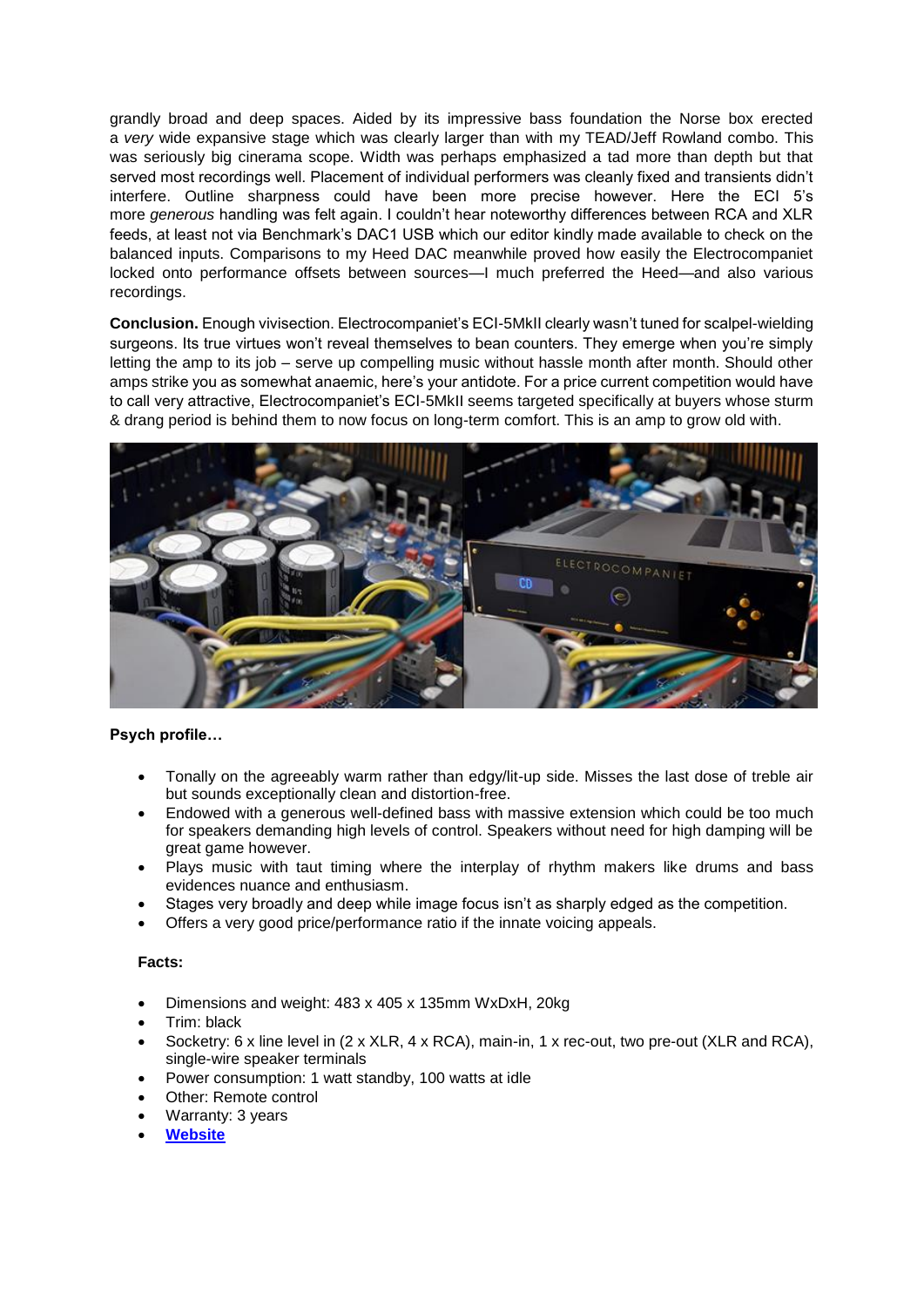grandly broad and deep spaces. Aided by its impressive bass foundation the Norse box erected a *very* wide expansive stage which was clearly larger than with my TEAD/Jeff Rowland combo. This was seriously big cinerama scope. Width was perhaps emphasized a tad more than depth but that served most recordings well. Placement of individual performers was cleanly fixed and transients didn't interfere. Outline sharpness could have been more precise however. Here the ECI 5's more *generous* handling was felt again. I couldn't hear noteworthy differences between RCA and XLR feeds, at least not via Benchmark's DAC1 USB which our editor kindly made available to check on the balanced inputs. Comparisons to my Heed DAC meanwhile proved how easily the Electrocompaniet locked onto performance offsets between sources—I much preferred the Heed—and also various recordings.

**Conclusion.** Enough vivisection. Electrocompaniet's ECI-5MkII clearly wasn't tuned for scalpel-wielding surgeons. Its true virtues won't reveal themselves to bean counters. They emerge when you're simply letting the amp to its job – serve up compelling music without hassle month after month. Should other amps strike you as somewhat anaemic, here's your antidote. For a price current competition would have to call very attractive, Electrocompaniet's ECI-5MkII seems targeted specifically at buyers whose sturm & drang period is behind them to now focus on long-term comfort. This is an amp to grow old with.

**Psych profile…**

- Tonally on the agreeably warm rather than edgy/lit-up side. Misses the last dose of treble air but sounds exceptionally clean and distortion-free.
- Endowed with a generous well-defined bass with massive extension which could be too much for speakers demanding high levels of control. Speakers without need for high damping will be great game however.
- Plays music with taut timing where the interplay of rhythm makers like drums and bass evidences nuance and enthusiasm.
- Stages very broadly and deep while image focus isn't as sharply edged as the competition.
- Offers a very good price/performance ratio if the innate voicing appeals.

**Facts:**

- Dimensions and weight: 483 x 405 x 135mm WxDxH, 20kg
- Trim: black
- Socketry: 6 x line level in (2 x XLR, 4 x RCA), main-in, 1 x rec-out, two pre-out (XLR and RCA), single-wire speaker terminals
- Power consumption: 1 watt standby, 100 watts at idle
- Other: Remote control
- Warranty: 3 years
- **Website**